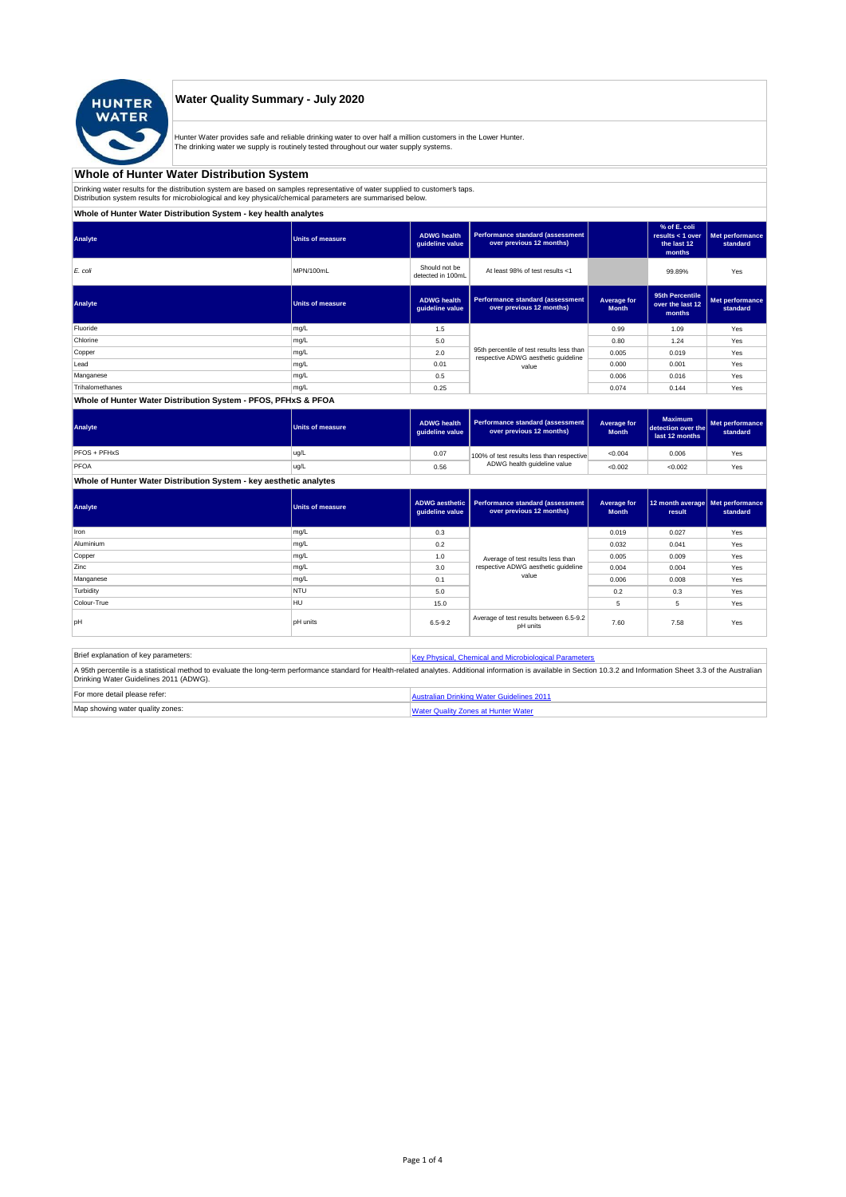# Water Quality Summary - July 2020

Hunter Water provides safe and reliable drinking water to over half a million customers in the Lower Hunter.
The drinking water we supply is routinely tested throughout our water supply systems.

## Whole of Hunter Water Distribution System

Drinking water results for the distribution system are based on samples representative of water supplied to customer's taps.
Distribution system results for microbiological and key physical/chemical parameters are summarised below.

### Whole of Hunter Water Distribution System - key health analytes

| Analyte | Units of measure | ADWG health guideline value | Performance standard (assessment over previous 12 months) | | % of E. coli results < 1 over the last 12 months | Met performance standard |
|---|---|---|---|---|---|---|
| *E. coli* | MPN/100mL | Should not be detected in 100mL | At least 98% of test results <1 | | 99.89% | Yes |

| Analyte | Units of measure | ADWG health guideline value | Performance standard (assessment over previous 12 months) | Average for Month | 95th Percentile over the last 12 months | Met performance standard |
|---|---|---|---|---|---|---|
| Fluoride | mg/L | 1.5 | 95th percentile of test results less than respective ADWG aesthetic guideline value | 0.99 | 1.09 | Yes |
| Chlorine | mg/L | 5.0 | | 0.80 | 1.24 | Yes |
| Copper | mg/L | 2.0 | | 0.005 | 0.019 | Yes |
| Lead | mg/L | 0.01 | | 0.000 | 0.001 | Yes |
| Manganese | mg/L | 0.5 | | 0.006 | 0.016 | Yes |
| Trihalomethanes | mg/L | 0.25 | | 0.074 | 0.144 | Yes |

### Whole of Hunter Water Distribution System - PFOS, PFHxS & PFOA

| Analyte | Units of measure | ADWG health guideline value | Performance standard (assessment over previous 12 months) | Average for Month | Maximum detection over the last 12 months | Met performance standard |
|---|---|---|---|---|---|---|
| PFOS + PFHxS | ug/L | 0.07 | 100% of test results less than respective ADWG health guideline value | <0.004 | 0.006 | Yes |
| PFOA | ug/L | 0.56 | | <0.002 | <0.002 | Yes |

### Whole of Hunter Water Distribution System - key aesthetic analytes

| Analyte | Units of measure | ADWG aesthetic guideline value | Performance standard (assessment over previous 12 months) | Average for Month | 12 month average result | Met performance standard |
|---|---|---|---|---|---|---|
| Iron | mg/L | 0.3 | Average of test results less than respective ADWG aesthetic guideline value | 0.019 | 0.027 | Yes |
| Aluminium | mg/L | 0.2 | | 0.032 | 0.041 | Yes |
| Copper | mg/L | 1.0 | | 0.005 | 0.009 | Yes |
| Zinc | mg/L | 3.0 | | 0.004 | 0.004 | Yes |
| Manganese | mg/L | 0.1 | | 0.006 | 0.008 | Yes |
| Turbidity | NTU | 5.0 | | 0.2 | 0.3 | Yes |
| Colour-True | HU | 15.0 | | 5 | 5 | Yes |
| pH | pH units | 6.5-9.2 | Average of test results between 6.5-9.2 pH units | 7.60 | 7.58 | Yes |

| Brief explanation of key parameters: | Key Physical, Chemical and Microbiological Parameters |
|---|---|

A 95th percentile is a statistical method to evaluate the long-term performance standard for Health-related analytes. Additional information is available in Section 10.3.2 and Information Sheet 3.3 of the Australian Drinking Water Guidelines 2011 (ADWG).

| For more detail please refer: | Australian Drinking Water Guidelines 2011 |
|---|---|
| Map showing water quality zones: | Water Quality Zones at Hunter Water |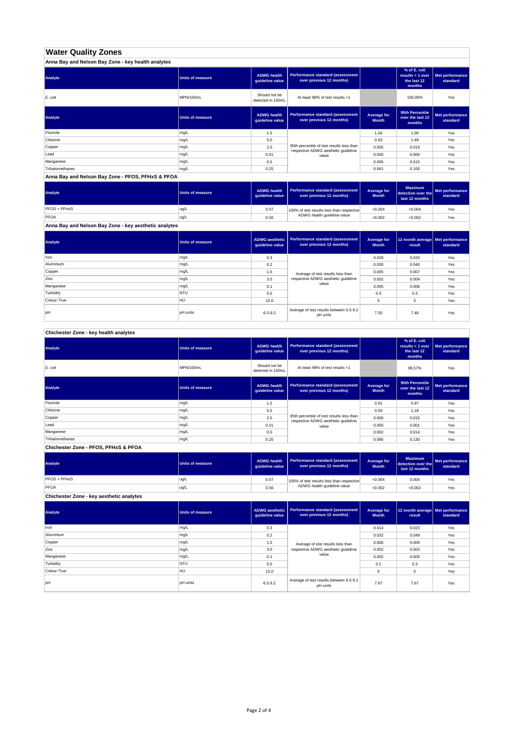# Water Quality Zones

## Anna Bay and Nelson Bay Zone - key health analytes

| Analyte | Units of measure | ADWG health guideline value | Performance standard (assessment over previous 12 months) | | % of E. coli results < 1 over the last 12 months | Met performance standard |
|---|---|---|---|---|---|---|
| *E. coli* | MPN/100mL | Should not be detected in 100mL | At least 98% of test results <1 | | 100.00% | Yes |

| Analyte | Units of measure | ADWG health guideline value | Performance standard (assessment over previous 12 months) | Average for Month | 95th Percentile over the last 12 months | Met performance standard |
|---|---|---|---|---|---|---|
| Fluoride | mg/L | 1.5 | 95th percentile of test results less than respective ADWG aesthetic guideline value | 1.04 | 1.09 | Yes |
| Chlorine | mg/L | 5.0 | | 0.83 | 1.49 | Yes |
| Copper | mg/L | 2.0 | | 0.005 | 0.019 | Yes |
| Lead | mg/L | 0.01 | | 0.000 | 0.000 | Yes |
| Manganese | mg/L | 0.5 | | 0.006 | 0.015 | Yes |
| Trihalomethanes | mg/L | 0.25 | | 0.061 | 0.100 | Yes |

## Anna Bay and Nelson Bay Zone - PFOS, PFHxS & PFOA

| Analyte | Units of measure | ADWG health guideline value | Performance standard (assessment over previous 12 months) | Average for Month | Maximum detection over the last 12 months | Met performance standard |
|---|---|---|---|---|---|---|
| PFOS + PFHxS | ug/L | 0.07 | 100% of test results less than respective ADWG health guideline value | <0.004 | <0.004 | Yes |
| PFOA | ug/L | 0.56 | | <0.002 | <0.002 | Yes |

## Anna Bay and Nelson Bay Zone - key aesthetic analytes

| Analyte | Units of measure | ADWG aesthetic guideline value | Performance standard (assessment over previous 12 months) | Average for Month | 12 month average result | Met performance standard |
|---|---|---|---|---|---|---|
| Iron | mg/L | 0.3 | Average of test results less than respective ADWG aesthetic guideline value | 0.028 | 0.033 | Yes |
| Aluminium | mg/L | 0.2 | | 0.030 | 0.040 | Yes |
| Copper | mg/L | 1.0 | | 0.005 | 0.007 | Yes |
| Zinc | mg/L | 3.0 | | 0.002 | 0.004 | Yes |
| Manganese | mg/L | 0.1 | | 0.005 | 0.008 | Yes |
| Turbidity | NTU | 5.0 | | 0.3 | 0.3 | Yes |
| Colour-True | HU | 15.0 | | 5 | 5 | Yes |
| pH | pH units | 6.5-9.2 | Average of test results between 6.5-9.2 pH units | 7.55 | 7.48 | Yes |

## Chichester Zone - key health analytes

| Analyte | Units of measure | ADWG health guideline value | Performance standard (assessment over previous 12 months) | | % of E. coli results < 1 over the last 12 months | Met performance standard |
|---|---|---|---|---|---|---|
| *E. coli* | MPN/100mL | Should not be detected in 100mL | At least 98% of test results <1 | | 99.57% | Yes |

| Analyte | Units of measure | ADWG health guideline value | Performance standard (assessment over previous 12 months) | Average for Month | 95th Percentile over the last 12 months | Met performance standard |
|---|---|---|---|---|---|---|
| Fluoride | mg/L | 1.5 | 95th percentile of test results less than respective ADWG aesthetic guideline value | 0.91 | 0.97 | Yes |
| Chlorine | mg/L | 5.0 | | 0.93 | 1.18 | Yes |
| Copper | mg/L | 2.0 | | 0.006 | 0.015 | Yes |
| Lead | mg/L | 0.01 | | 0.000 | 0.001 | Yes |
| Manganese | mg/L | 0.5 | | 0.002 | 0.014 | Yes |
| Trihalomethanes | mg/L | 0.25 | | 0.080 | 0.130 | Yes |

## Chichester Zone - PFOS, PFHxS & PFOA

| Analyte | Units of measure | ADWG health guideline value | Performance standard (assessment over previous 12 months) | Average for Month | Maximum detection over the last 12 months | Met performance standard |
|---|---|---|---|---|---|---|
| PFOS + PFHxS | ug/L | 0.07 | 100% of test results less than respective ADWG health guideline value | <0.004 | 0.004 | Yes |
| PFOA | ug/L | 0.56 | | <0.002 | <0.002 | Yes |

## Chichester Zone - key aesthetic analytes

| Analyte | Units of measure | ADWG aesthetic guideline value | Performance standard (assessment over previous 12 months) | Average for Month | 12 month average result | Met performance standard |
|---|---|---|---|---|---|---|
| Iron | mg/L | 0.3 | Average of test results less than respective ADWG aesthetic guideline value | 0.014 | 0.023 | Yes |
| Aluminium | mg/L | 0.2 | | 0.032 | 0.049 | Yes |
| Copper | mg/L | 1.0 | | 0.006 | 0.009 | Yes |
| Zinc | mg/L | 3.0 | | 0.002 | 0.003 | Yes |
| Manganese | mg/L | 0.1 | | 0.002 | 0.005 | Yes |
| Turbidity | NTU | 5.0 | | 0.2 | 0.3 | Yes |
| Colour-True | HU | 15.0 | | 5 | 5 | Yes |
| pH | pH units | 6.5-9.2 | Average of test results between 6.5-9.2 pH units | 7.67 | 7.67 | Yes |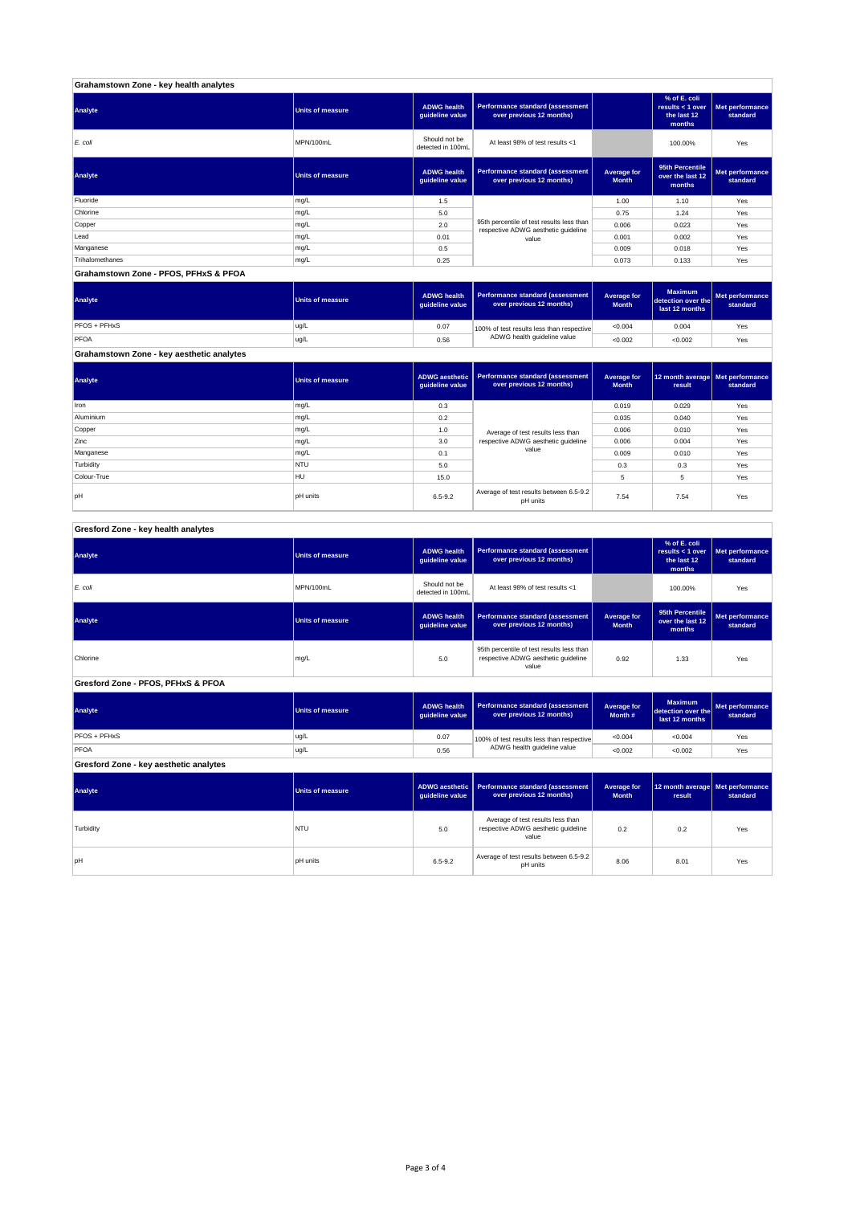## Grahamstown Zone - key health analytes

| Analyte | Units of measure | ADWG health guideline value | Performance standard (assessment over previous 12 months) | | % of E. coli results < 1 over the last 12 months | Met performance standard |
|---|---|---|---|---|---|---|
| *E. coli* | MPN/100mL | Should not be detected in 100mL | At least 98% of test results <1 | | 100.00% | Yes |

| Analyte | Units of measure | ADWG health guideline value | Performance standard (assessment over previous 12 months) | Average for Month | 95th Percentile over the last 12 months | Met performance standard |
|---|---|---|---|---|---|---|
| Fluoride | mg/L | 1.5 | 95th percentile of test results less than respective ADWG aesthetic guideline value | 1.00 | 1.10 | Yes |
| Chlorine | mg/L | 5.0 | | 0.75 | 1.24 | Yes |
| Copper | mg/L | 2.0 | | 0.006 | 0.023 | Yes |
| Lead | mg/L | 0.01 | | 0.001 | 0.002 | Yes |
| Manganese | mg/L | 0.5 | | 0.009 | 0.018 | Yes |
| Trihalomethanes | mg/L | 0.25 | | 0.073 | 0.133 | Yes |

## Grahamstown Zone - PFOS, PFHxS & PFOA

| Analyte | Units of measure | ADWG health guideline value | Performance standard (assessment over previous 12 months) | Average for Month | Maximum detection over the last 12 months | Met performance standard |
|---|---|---|---|---|---|---|
| PFOS + PFHxS | ug/L | 0.07 | 100% of test results less than respective ADWG health guideline value | <0.004 | 0.004 | Yes |
| PFOA | ug/L | 0.56 | | <0.002 | <0.002 | Yes |

## Grahamstown Zone - key aesthetic analytes

| Analyte | Units of measure | ADWG aesthetic guideline value | Performance standard (assessment over previous 12 months) | Average for Month | 12 month average result | Met performance standard |
|---|---|---|---|---|---|---|
| Iron | mg/L | 0.3 | Average of test results less than respective ADWG aesthetic guideline value | 0.019 | 0.029 | Yes |
| Aluminium | mg/L | 0.2 | | 0.035 | 0.040 | Yes |
| Copper | mg/L | 1.0 | | 0.006 | 0.010 | Yes |
| Zinc | mg/L | 3.0 | | 0.006 | 0.004 | Yes |
| Manganese | mg/L | 0.1 | | 0.009 | 0.010 | Yes |
| Turbidity | NTU | 5.0 | | 0.3 | 0.3 | Yes |
| Colour-True | HU | 15.0 | | 5 | 5 | Yes |
| pH | pH units | 6.5-9.2 | Average of test results between 6.5-9.2 pH units | 7.54 | 7.54 | Yes |

## Gresford Zone - key health analytes

| Analyte | Units of measure | ADWG health guideline value | Performance standard (assessment over previous 12 months) | | % of E. coli results < 1 over the last 12 months | Met performance standard |
|---|---|---|---|---|---|---|
| *E. coli* | MPN/100mL | Should not be detected in 100mL | At least 98% of test results <1 | | 100.00% | Yes |

| Analyte | Units of measure | ADWG health guideline value | Performance standard (assessment over previous 12 months) | Average for Month | 95th Percentile over the last 12 months | Met performance standard |
|---|---|---|---|---|---|---|
| Chlorine | mg/L | 5.0 | 95th percentile of test results less than respective ADWG aesthetic guideline value | 0.92 | 1.33 | Yes |

## Gresford Zone - PFOS, PFHxS & PFOA

| Analyte | Units of measure | ADWG health guideline value | Performance standard (assessment over previous 12 months) | Average for Month # | Maximum detection over the last 12 months | Met performance standard |
|---|---|---|---|---|---|---|
| PFOS + PFHxS | ug/L | 0.07 | 100% of test results less than respective ADWG health guideline value | <0.004 | <0.004 | Yes |
| PFOA | ug/L | 0.56 | | <0.002 | <0.002 | Yes |

## Gresford Zone - key aesthetic analytes

| Analyte | Units of measure | ADWG aesthetic guideline value | Performance standard (assessment over previous 12 months) | Average for Month | 12 month average result | Met performance standard |
|---|---|---|---|---|---|---|
| Turbidity | NTU | 5.0 | Average of test results less than respective ADWG aesthetic guideline value | 0.2 | 0.2 | Yes |
| pH | pH units | 6.5-9.2 | Average of test results between 6.5-9.2 pH units | 8.06 | 8.01 | Yes |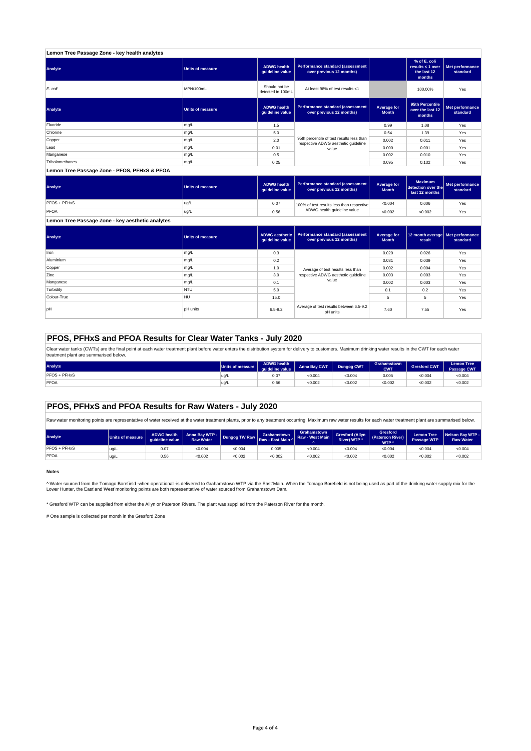## Lemon Tree Passage Zone - key health analytes

| Analyte | Units of measure | ADWG health guideline value | Performance standard (assessment over previous 12 months) | | % of E. coli results < 1 over the last 12 months | Met performance standard |
|---|---|---|---|---|---|---|
| *E. coli* | MPN/100mL | Should not be detected in 100mL | At least 98% of test results <1 | | 100.00% | Yes |

| Analyte | Units of measure | ADWG health guideline value | Performance standard (assessment over previous 12 months) | Average for Month | 95th Percentile over the last 12 months | Met performance standard |
|---|---|---|---|---|---|---|
| Fluoride | mg/L | 1.5 | 95th percentile of test results less than respective ADWG aesthetic guideline value | 0.99 | 1.08 | Yes |
| Chlorine | mg/L | 5.0 | | 0.54 | 1.39 | Yes |
| Copper | mg/L | 2.0 | | 0.002 | 0.011 | Yes |
| Lead | mg/L | 0.01 | | 0.000 | 0.001 | Yes |
| Manganese | mg/L | 0.5 | | 0.002 | 0.010 | Yes |
| Trihalomethanes | mg/L | 0.25 | | 0.095 | 0.132 | Yes |

## Lemon Tree Passage Zone - PFOS, PFHxS & PFOA

| Analyte | Units of measure | ADWG health guideline value | Performance standard (assessment over previous 12 months) | Average for Month | Maximum detection over the last 12 months | Met performance standard |
|---|---|---|---|---|---|---|
| PFOS + PFHxS | ug/L | 0.07 | 100% of test results less than respective ADWG health guideline value | <0.004 | 0.006 | Yes |
| PFOA | ug/L | 0.56 | | <0.002 | <0.002 | Yes |

## Lemon Tree Passage Zone - key aesthetic analytes

| Analyte | Units of measure | ADWG aesthetic guideline value | Performance standard (assessment over previous 12 months) | Average for Month | 12 month average result | Met performance standard |
|---|---|---|---|---|---|---|
| Iron | mg/L | 0.3 | Average of test results less than respective ADWG aesthetic guideline value | 0.020 | 0.026 | Yes |
| Aluminium | mg/L | 0.2 | | 0.031 | 0.039 | Yes |
| Copper | mg/L | 1.0 | | 0.002 | 0.004 | Yes |
| Zinc | mg/L | 3.0 | | 0.003 | 0.003 | Yes |
| Manganese | mg/L | 0.1 | | 0.002 | 0.003 | Yes |
| Turbidity | NTU | 5.0 | | 0.1 | 0.2 | Yes |
| Colour-True | HU | 15.0 | | 5 | 5 | Yes |
| pH | pH units | 6.5-9.2 | Average of test results between 6.5-9.2 pH units | 7.60 | 7.55 | Yes |

## PFOS, PFHxS and PFOA Results for Clear Water Tanks - July 2020

Clear water tanks (CWTs) are the final point at each water treatment plant before water enters the distribution system for delivery to customers. Maximum drinking water results in the CWT for each water treatment plant are summarised below.

| Analyte | Units of measure | ADWG health guideline value | Anna Bay CWT | Dungog CWT | Grahamstown CWT | Gresford CWT | Lemon Tree Passage CWT |
|---|---|---|---|---|---|---|---|
| PFOS + PFHxS | ug/L | 0.07 | <0.004 | <0.004 | 0.005 | <0.004 | <0.004 |
| PFOA | ug/L | 0.56 | <0.002 | <0.002 | <0.002 | <0.002 | <0.002 |

## PFOS, PFHxS and PFOA Results for Raw Waters - July 2020

Raw water monitoring points are representative of water received at the water treatment plants, prior to any treatment occurring. Maximum raw water results for each water treatment plant are summarised below.

| Analyte | Units of measure | ADWG health guideline value | Anna Bay WTP - Raw Water | Dungog TW Raw | Grahamstown Raw - East Main ^ | Grahamstown Raw - West Main ^ | Gresford (Allyn River) WTP * | Gresford (Paterson River) WTP * | Lemon Tree Passage WTP | Nelson Bay WTP - Raw Water |
|---|---|---|---|---|---|---|---|---|---|---|
| PFOS + PFHxS | ug/L | 0.07 | <0.004 | <0.004 | 0.005 | <0.004 | <0.004 | <0.004 | <0.004 | <0.004 |
| PFOA | ug/L | 0.56 | <0.002 | <0.002 | <0.002 | <0.002 | <0.002 | <0.002 | <0.002 | <0.002 |

**Notes**

^ Water sourced from the Tomago Borefield -when operational -is delivered to Grahamstown WTP via the East'Main. When the Tomago Borefield is not being used as part of the drinking water supply mix for the Lower Hunter, the East'and West'monitoring points are both representative of water sourced from Grahamstown Dam.

* Gresford WTP can be supplied from either the Allyn or Paterson Rivers. The plant was supplied from the Paterson River for the month.

# One sample is collected per month in the Gresford Zone